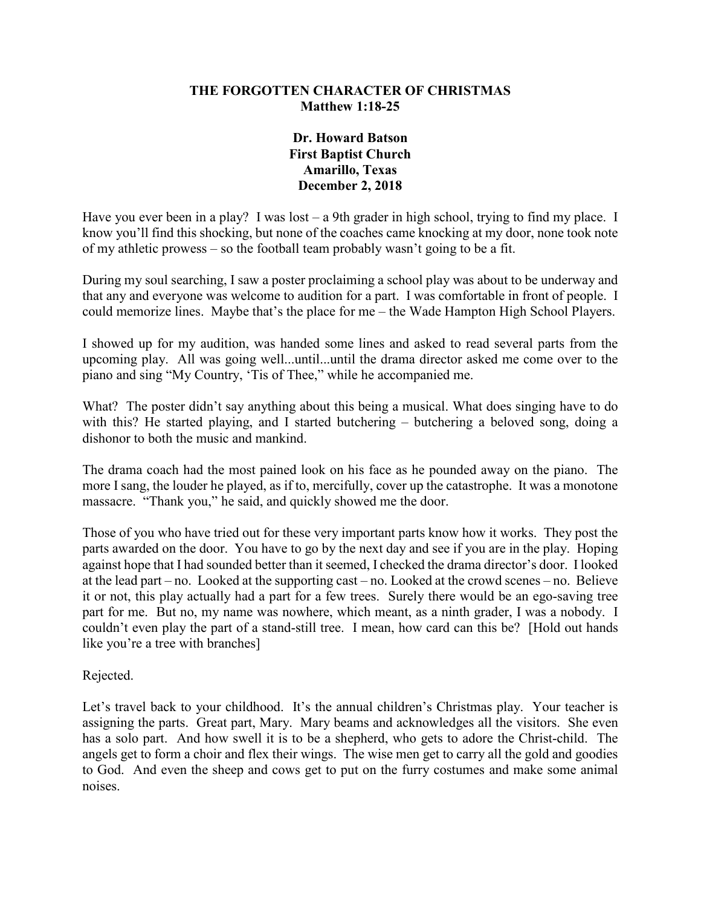**THE FORGOTTEN CHARACTER OF CHRISTMAS**
**Matthew 1:18-25**

**Dr. Howard Batson**
**First Baptist Church**
**Amarillo, Texas**
**December 2, 2018**

Have you ever been in a play? I was lost – a 9th grader in high school, trying to find my place. I know you'll find this shocking, but none of the coaches came knocking at my door, none took note of my athletic prowess – so the football team probably wasn't going to be a fit.

During my soul searching, I saw a poster proclaiming a school play was about to be underway and that any and everyone was welcome to audition for a part. I was comfortable in front of people. I could memorize lines. Maybe that's the place for me – the Wade Hampton High School Players.

I showed up for my audition, was handed some lines and asked to read several parts from the upcoming play. All was going well...until...until the drama director asked me come over to the piano and sing "My Country, 'Tis of Thee," while he accompanied me.

What? The poster didn't say anything about this being a musical. What does singing have to do with this? He started playing, and I started butchering – butchering a beloved song, doing a dishonor to both the music and mankind.

The drama coach had the most pained look on his face as he pounded away on the piano. The more I sang, the louder he played, as if to, mercifully, cover up the catastrophe. It was a monotone massacre. "Thank you," he said, and quickly showed me the door.

Those of you who have tried out for these very important parts know how it works. They post the parts awarded on the door. You have to go by the next day and see if you are in the play. Hoping against hope that I had sounded better than it seemed, I checked the drama director's door. I looked at the lead part – no. Looked at the supporting cast – no. Looked at the crowd scenes – no. Believe it or not, this play actually had a part for a few trees. Surely there would be an ego-saving tree part for me. But no, my name was nowhere, which meant, as a ninth grader, I was a nobody. I couldn't even play the part of a stand-still tree. I mean, how card can this be? [Hold out hands like you're a tree with branches]

Rejected.

Let's travel back to your childhood. It's the annual children's Christmas play. Your teacher is assigning the parts. Great part, Mary. Mary beams and acknowledges all the visitors. She even has a solo part. And how swell it is to be a shepherd, who gets to adore the Christ-child. The angels get to form a choir and flex their wings. The wise men get to carry all the gold and goodies to God. And even the sheep and cows get to put on the furry costumes and make some animal noises.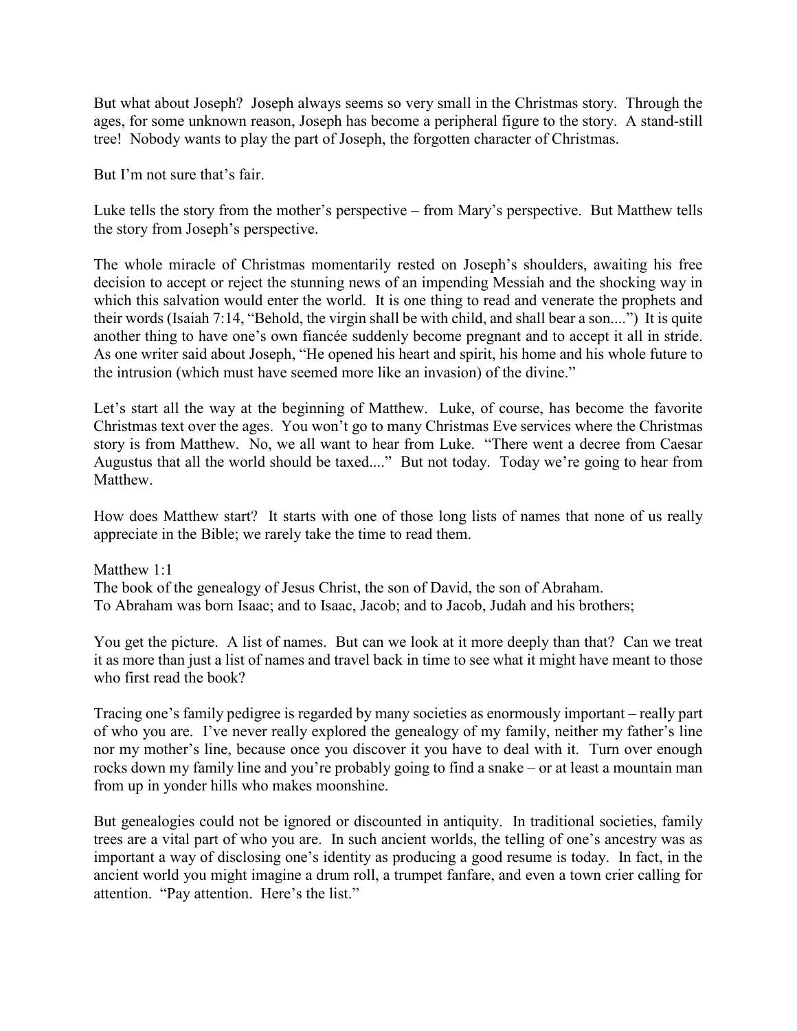But what about Joseph? Joseph always seems so very small in the Christmas story. Through the ages, for some unknown reason, Joseph has become a peripheral figure to the story. A stand-still tree! Nobody wants to play the part of Joseph, the forgotten character of Christmas.

But I'm not sure that's fair.

Luke tells the story from the mother's perspective – from Mary's perspective. But Matthew tells the story from Joseph's perspective.

The whole miracle of Christmas momentarily rested on Joseph's shoulders, awaiting his free decision to accept or reject the stunning news of an impending Messiah and the shocking way in which this salvation would enter the world. It is one thing to read and venerate the prophets and their words (Isaiah 7:14, "Behold, the virgin shall be with child, and shall bear a son....") It is quite another thing to have one's own fiancée suddenly become pregnant and to accept it all in stride. As one writer said about Joseph, "He opened his heart and spirit, his home and his whole future to the intrusion (which must have seemed more like an invasion) of the divine."

Let's start all the way at the beginning of Matthew. Luke, of course, has become the favorite Christmas text over the ages. You won't go to many Christmas Eve services where the Christmas story is from Matthew. No, we all want to hear from Luke. "There went a decree from Caesar Augustus that all the world should be taxed...." But not today. Today we're going to hear from Matthew.

How does Matthew start? It starts with one of those long lists of names that none of us really appreciate in the Bible; we rarely take the time to read them.

Matthew 1:1
The book of the genealogy of Jesus Christ, the son of David, the son of Abraham.
To Abraham was born Isaac; and to Isaac, Jacob; and to Jacob, Judah and his brothers;

You get the picture. A list of names. But can we look at it more deeply than that? Can we treat it as more than just a list of names and travel back in time to see what it might have meant to those who first read the book?

Tracing one's family pedigree is regarded by many societies as enormously important – really part of who you are. I've never really explored the genealogy of my family, neither my father's line nor my mother's line, because once you discover it you have to deal with it. Turn over enough rocks down my family line and you're probably going to find a snake – or at least a mountain man from up in yonder hills who makes moonshine.

But genealogies could not be ignored or discounted in antiquity. In traditional societies, family trees are a vital part of who you are. In such ancient worlds, the telling of one's ancestry was as important a way of disclosing one's identity as producing a good resume is today. In fact, in the ancient world you might imagine a drum roll, a trumpet fanfare, and even a town crier calling for attention. "Pay attention. Here's the list."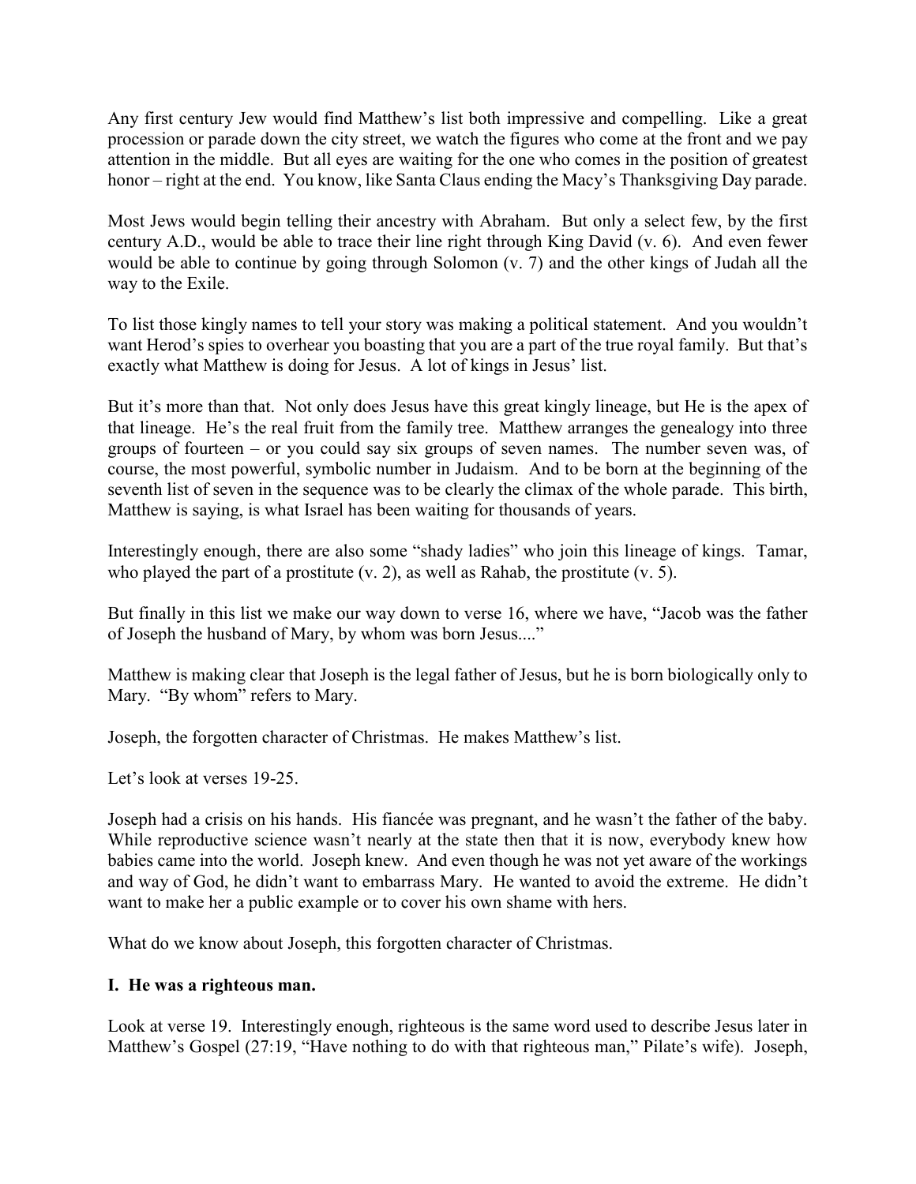Any first century Jew would find Matthew's list both impressive and compelling. Like a great procession or parade down the city street, we watch the figures who come at the front and we pay attention in the middle. But all eyes are waiting for the one who comes in the position of greatest honor – right at the end. You know, like Santa Claus ending the Macy's Thanksgiving Day parade.

Most Jews would begin telling their ancestry with Abraham. But only a select few, by the first century A.D., would be able to trace their line right through King David (v. 6). And even fewer would be able to continue by going through Solomon (v. 7) and the other kings of Judah all the way to the Exile.

To list those kingly names to tell your story was making a political statement. And you wouldn't want Herod's spies to overhear you boasting that you are a part of the true royal family. But that's exactly what Matthew is doing for Jesus. A lot of kings in Jesus' list.

But it's more than that. Not only does Jesus have this great kingly lineage, but He is the apex of that lineage. He's the real fruit from the family tree. Matthew arranges the genealogy into three groups of fourteen – or you could say six groups of seven names. The number seven was, of course, the most powerful, symbolic number in Judaism. And to be born at the beginning of the seventh list of seven in the sequence was to be clearly the climax of the whole parade. This birth, Matthew is saying, is what Israel has been waiting for thousands of years.

Interestingly enough, there are also some "shady ladies" who join this lineage of kings. Tamar, who played the part of a prostitute (v. 2), as well as Rahab, the prostitute (v. 5).

But finally in this list we make our way down to verse 16, where we have, "Jacob was the father of Joseph the husband of Mary, by whom was born Jesus...."

Matthew is making clear that Joseph is the legal father of Jesus, but he is born biologically only to Mary. "By whom" refers to Mary.

Joseph, the forgotten character of Christmas. He makes Matthew's list.

Let's look at verses 19-25.

Joseph had a crisis on his hands. His fiancée was pregnant, and he wasn't the father of the baby. While reproductive science wasn't nearly at the state then that it is now, everybody knew how babies came into the world. Joseph knew. And even though he was not yet aware of the workings and way of God, he didn't want to embarrass Mary. He wanted to avoid the extreme. He didn't want to make her a public example or to cover his own shame with hers.

What do we know about Joseph, this forgotten character of Christmas.

**I. He was a righteous man.**

Look at verse 19. Interestingly enough, righteous is the same word used to describe Jesus later in Matthew's Gospel (27:19, "Have nothing to do with that righteous man," Pilate's wife). Joseph,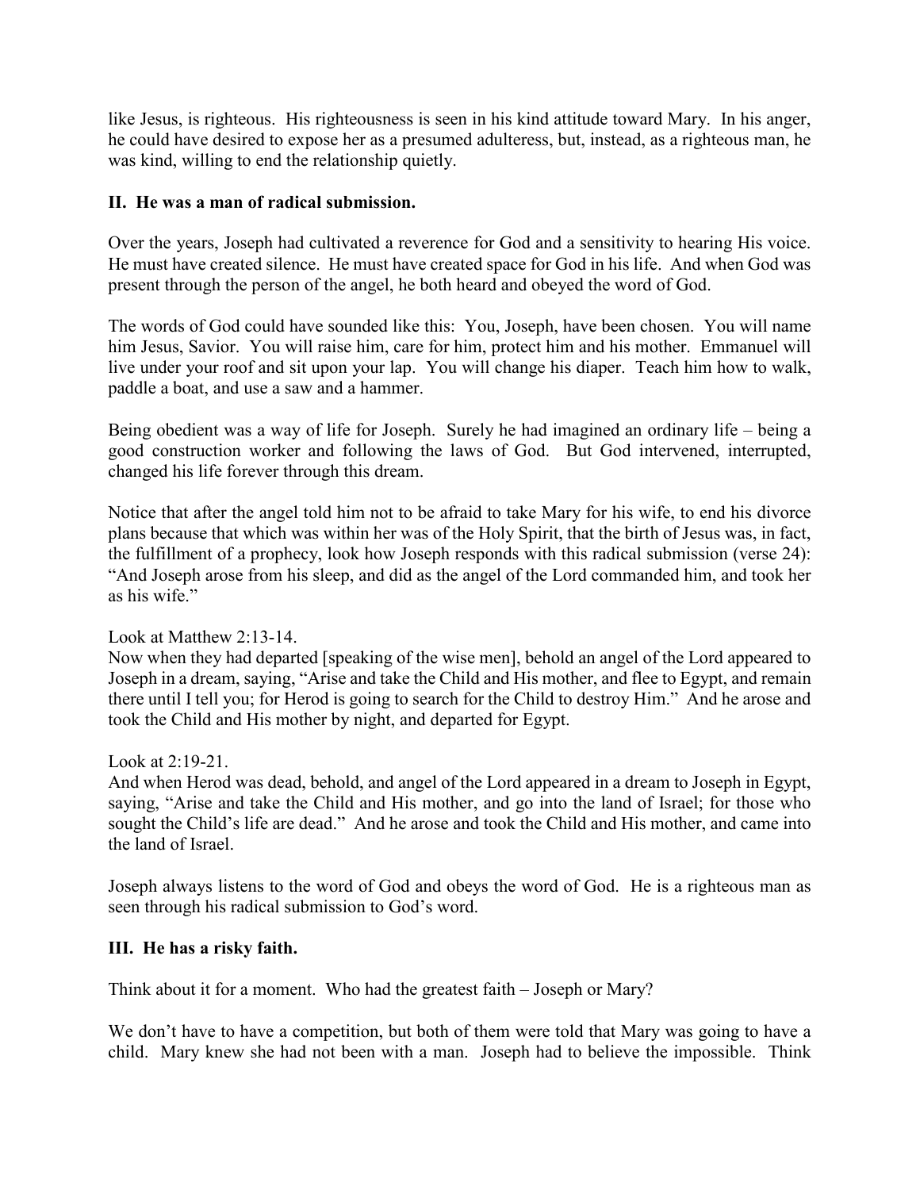like Jesus, is righteous. His righteousness is seen in his kind attitude toward Mary. In his anger, he could have desired to expose her as a presumed adulteress, but, instead, as a righteous man, he was kind, willing to end the relationship quietly.

**II. He was a man of radical submission.**

Over the years, Joseph had cultivated a reverence for God and a sensitivity to hearing His voice. He must have created silence. He must have created space for God in his life. And when God was present through the person of the angel, he both heard and obeyed the word of God.

The words of God could have sounded like this: You, Joseph, have been chosen. You will name him Jesus, Savior. You will raise him, care for him, protect him and his mother. Emmanuel will live under your roof and sit upon your lap. You will change his diaper. Teach him how to walk, paddle a boat, and use a saw and a hammer.

Being obedient was a way of life for Joseph. Surely he had imagined an ordinary life – being a good construction worker and following the laws of God. But God intervened, interrupted, changed his life forever through this dream.

Notice that after the angel told him not to be afraid to take Mary for his wife, to end his divorce plans because that which was within her was of the Holy Spirit, that the birth of Jesus was, in fact, the fulfillment of a prophecy, look how Joseph responds with this radical submission (verse 24): "And Joseph arose from his sleep, and did as the angel of the Lord commanded him, and took her as his wife."

Look at Matthew 2:13-14.
Now when they had departed [speaking of the wise men], behold an angel of the Lord appeared to Joseph in a dream, saying, "Arise and take the Child and His mother, and flee to Egypt, and remain there until I tell you; for Herod is going to search for the Child to destroy Him." And he arose and took the Child and His mother by night, and departed for Egypt.

Look at 2:19-21.
And when Herod was dead, behold, and angel of the Lord appeared in a dream to Joseph in Egypt, saying, "Arise and take the Child and His mother, and go into the land of Israel; for those who sought the Child's life are dead." And he arose and took the Child and His mother, and came into the land of Israel.

Joseph always listens to the word of God and obeys the word of God. He is a righteous man as seen through his radical submission to God's word.

**III. He has a risky faith.**

Think about it for a moment. Who had the greatest faith – Joseph or Mary?

We don't have to have a competition, but both of them were told that Mary was going to have a child. Mary knew she had not been with a man. Joseph had to believe the impossible. Think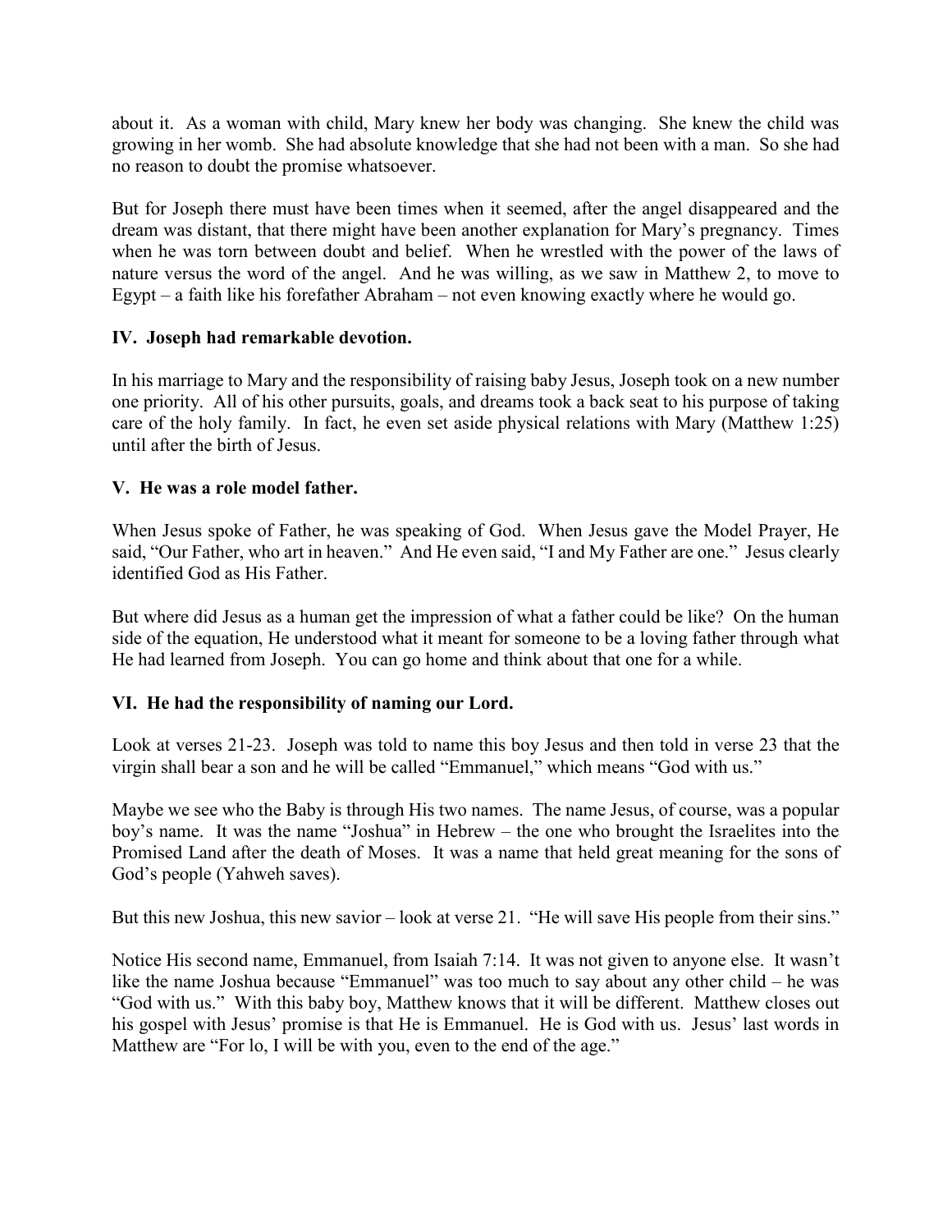about it. As a woman with child, Mary knew her body was changing. She knew the child was growing in her womb. She had absolute knowledge that she had not been with a man. So she had no reason to doubt the promise whatsoever.

But for Joseph there must have been times when it seemed, after the angel disappeared and the dream was distant, that there might have been another explanation for Mary's pregnancy. Times when he was torn between doubt and belief. When he wrestled with the power of the laws of nature versus the word of the angel. And he was willing, as we saw in Matthew 2, to move to Egypt – a faith like his forefather Abraham – not even knowing exactly where he would go.

**IV. Joseph had remarkable devotion.**

In his marriage to Mary and the responsibility of raising baby Jesus, Joseph took on a new number one priority. All of his other pursuits, goals, and dreams took a back seat to his purpose of taking care of the holy family. In fact, he even set aside physical relations with Mary (Matthew 1:25) until after the birth of Jesus.

**V. He was a role model father.**

When Jesus spoke of Father, he was speaking of God. When Jesus gave the Model Prayer, He said, "Our Father, who art in heaven." And He even said, "I and My Father are one." Jesus clearly identified God as His Father.

But where did Jesus as a human get the impression of what a father could be like? On the human side of the equation, He understood what it meant for someone to be a loving father through what He had learned from Joseph. You can go home and think about that one for a while.

**VI. He had the responsibility of naming our Lord.**

Look at verses 21-23. Joseph was told to name this boy Jesus and then told in verse 23 that the virgin shall bear a son and he will be called "Emmanuel," which means "God with us."

Maybe we see who the Baby is through His two names. The name Jesus, of course, was a popular boy's name. It was the name "Joshua" in Hebrew – the one who brought the Israelites into the Promised Land after the death of Moses. It was a name that held great meaning for the sons of God's people (Yahweh saves).

But this new Joshua, this new savior – look at verse 21. "He will save His people from their sins."

Notice His second name, Emmanuel, from Isaiah 7:14. It was not given to anyone else. It wasn't like the name Joshua because "Emmanuel" was too much to say about any other child – he was "God with us." With this baby boy, Matthew knows that it will be different. Matthew closes out his gospel with Jesus' promise is that He is Emmanuel. He is God with us. Jesus' last words in Matthew are "For lo, I will be with you, even to the end of the age."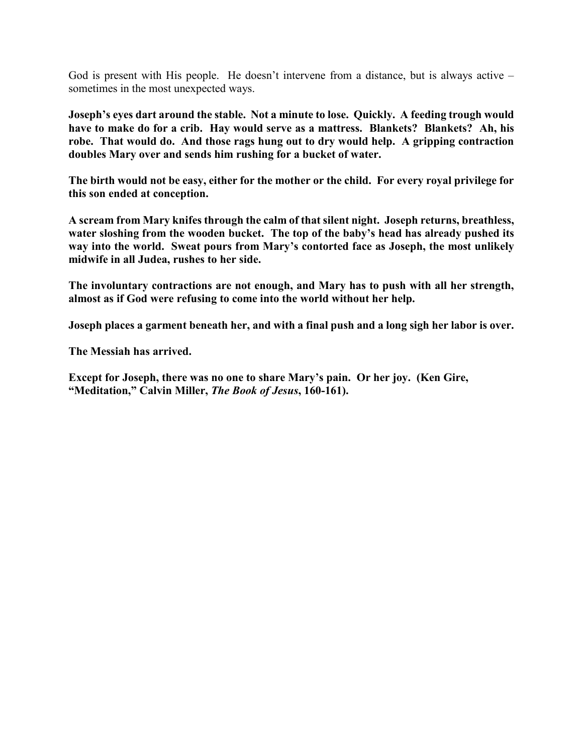God is present with His people. He doesn't intervene from a distance, but is always active – sometimes in the most unexpected ways.

**Joseph's eyes dart around the stable. Not a minute to lose. Quickly. A feeding trough would have to make do for a crib. Hay would serve as a mattress. Blankets? Blankets? Ah, his robe. That would do. And those rags hung out to dry would help. A gripping contraction doubles Mary over and sends him rushing for a bucket of water.**

**The birth would not be easy, either for the mother or the child. For every royal privilege for this son ended at conception.**

**A scream from Mary knifes through the calm of that silent night. Joseph returns, breathless, water sloshing from the wooden bucket. The top of the baby's head has already pushed its way into the world. Sweat pours from Mary's contorted face as Joseph, the most unlikely midwife in all Judea, rushes to her side.**

**The involuntary contractions are not enough, and Mary has to push with all her strength, almost as if God were refusing to come into the world without her help.**

**Joseph places a garment beneath her, and with a final push and a long sigh her labor is over.**

**The Messiah has arrived.**

**Except for Joseph, there was no one to share Mary's pain. Or her joy. (Ken Gire, "Meditation," Calvin Miller, *The Book of Jesus*, 160-161).**